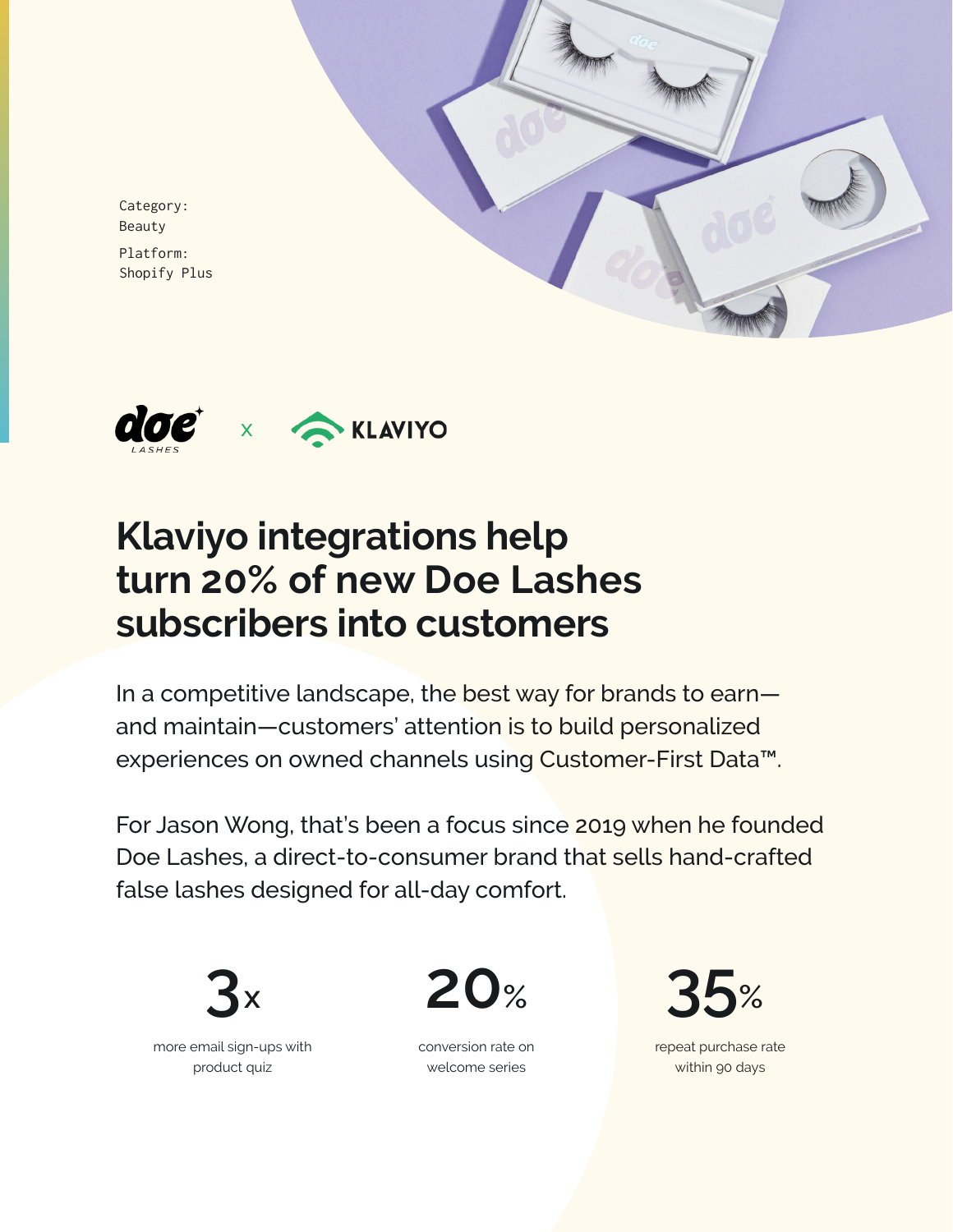Category: Beauty

Platform: Shopify Plus

doe LASHES x KLAVIYO

# Klaviyo integrations help turn 20% of new Doe Lashes subscribers into customers

In a competitive landscape, the best way for brands to earn—and maintain—customers' attention is to build personalized experiences on owned channels using Customer-First Data™.

For Jason Wong, that's been a focus since 2019 when he founded Doe Lashes, a direct-to-consumer brand that sells hand-crafted false lashes designed for all-day comfort.

**3x**
more email sign-ups with product quiz

**20%**
conversion rate on welcome series

**35%**
repeat purchase rate within 90 days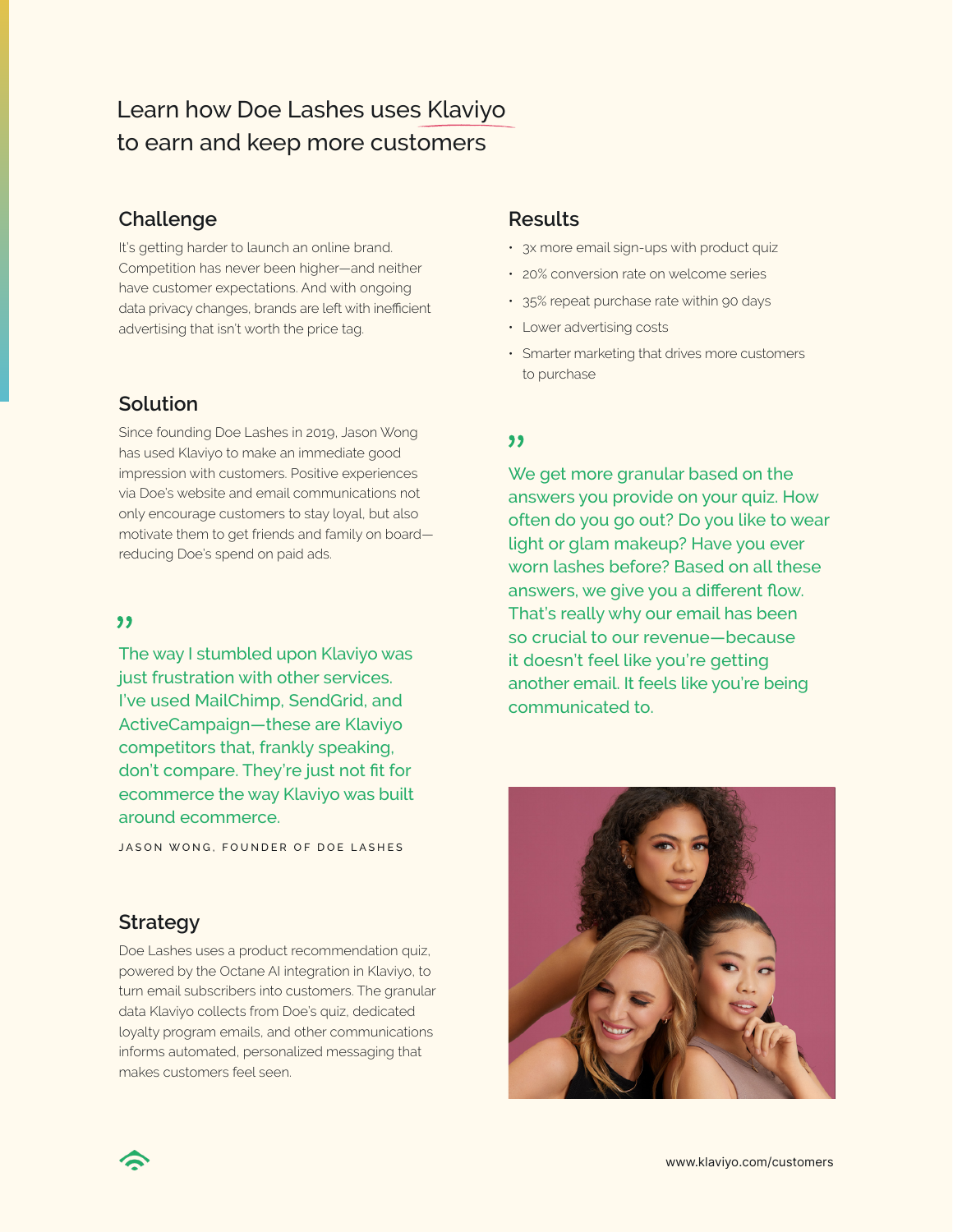# Learn how Doe Lashes uses Klaviyo to earn and keep more customers

## Challenge

It's getting harder to launch an online brand. Competition has never been higher—and neither have customer expectations. And with ongoing data privacy changes, brands are left with inefficient advertising that isn't worth the price tag.

## Solution

Since founding Doe Lashes in 2019, Jason Wong has used Klaviyo to make an immediate good impression with customers. Positive experiences via Doe's website and email communications not only encourage customers to stay loyal, but also motivate them to get friends and family on board—reducing Doe's spend on paid ads.

> The way I stumbled upon Klaviyo was just frustration with other services. I've used MailChimp, SendGrid, and ActiveCampaign—these are Klaviyo competitors that, frankly speaking, don't compare. They're just not fit for ecommerce the way Klaviyo was built around ecommerce.

JASON WONG, FOUNDER OF DOE LASHES

## Strategy

Doe Lashes uses a product recommendation quiz, powered by the Octane AI integration in Klaviyo, to turn email subscribers into customers. The granular data Klaviyo collects from Doe's quiz, dedicated loyalty program emails, and other communications informs automated, personalized messaging that makes customers feel seen.

## Results

- 3x more email sign-ups with product quiz
- 20% conversion rate on welcome series
- 35% repeat purchase rate within 90 days
- Lower advertising costs
- Smarter marketing that drives more customers to purchase

> We get more granular based on the answers you provide on your quiz. How often do you go out? Do you like to wear light or glam makeup? Have you ever worn lashes before? Based on all these answers, we give you a different flow. That's really why our email has been so crucial to our revenue—because it doesn't feel like you're getting another email. It feels like you're being communicated to.

www.klaviyo.com/customers